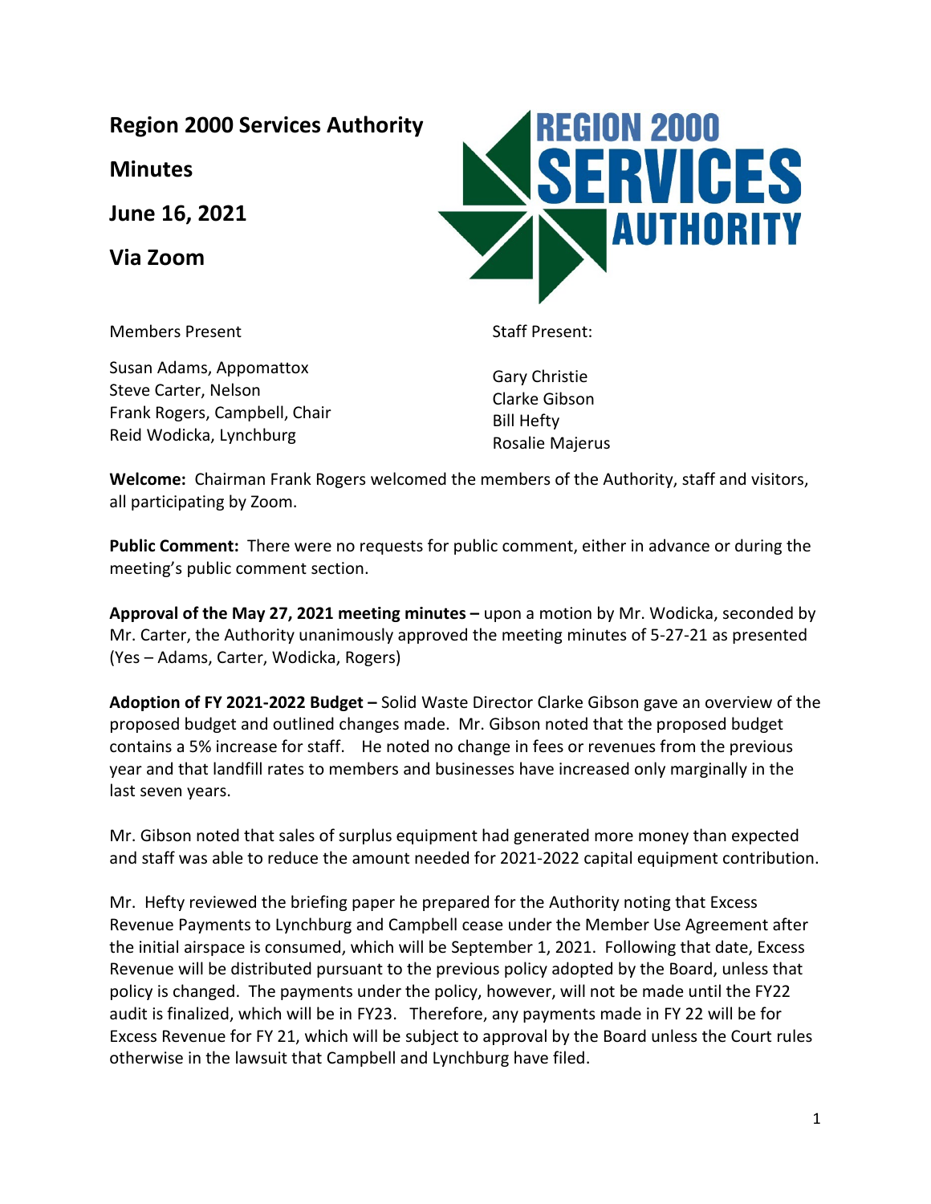**Region 2000 Services Authority**

**Minutes**

**June 16, 2021**

**Via Zoom**

Members Present

Susan Adams, Appomattox
Steve Carter, Nelson
Frank Rogers, Campbell, Chair
Reid Wodicka, Lynchburg

Staff Present:

Gary Christie
Clarke Gibson
Bill Hefty
Rosalie Majerus

**Welcome:** Chairman Frank Rogers welcomed the members of the Authority, staff and visitors, all participating by Zoom.

**Public Comment:** There were no requests for public comment, either in advance or during the meeting's public comment section.

**Approval of the May 27, 2021 meeting minutes –** upon a motion by Mr. Wodicka, seconded by Mr. Carter, the Authority unanimously approved the meeting minutes of 5-27-21 as presented (Yes – Adams, Carter, Wodicka, Rogers)

**Adoption of FY 2021-2022 Budget –** Solid Waste Director Clarke Gibson gave an overview of the proposed budget and outlined changes made. Mr. Gibson noted that the proposed budget contains a 5% increase for staff. He noted no change in fees or revenues from the previous year and that landfill rates to members and businesses have increased only marginally in the last seven years.

Mr. Gibson noted that sales of surplus equipment had generated more money than expected and staff was able to reduce the amount needed for 2021-2022 capital equipment contribution.

Mr. Hefty reviewed the briefing paper he prepared for the Authority noting that Excess Revenue Payments to Lynchburg and Campbell cease under the Member Use Agreement after the initial airspace is consumed, which will be September 1, 2021. Following that date, Excess Revenue will be distributed pursuant to the previous policy adopted by the Board, unless that policy is changed. The payments under the policy, however, will not be made until the FY22 audit is finalized, which will be in FY23. Therefore, any payments made in FY 22 will be for Excess Revenue for FY 21, which will be subject to approval by the Board unless the Court rules otherwise in the lawsuit that Campbell and Lynchburg have filed.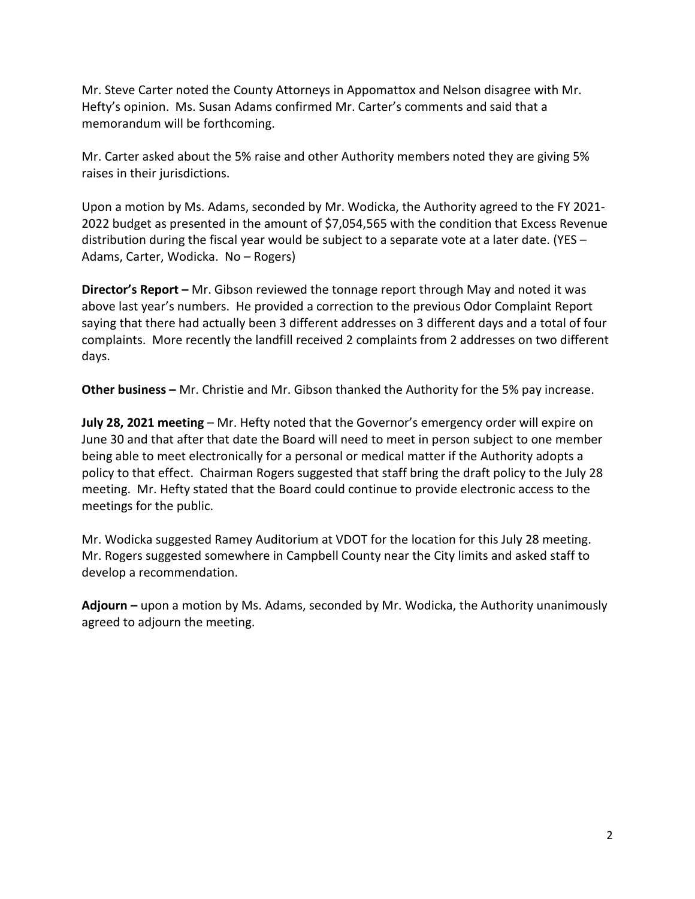Mr. Steve Carter noted the County Attorneys in Appomattox and Nelson disagree with Mr. Hefty's opinion. Ms. Susan Adams confirmed Mr. Carter's comments and said that a memorandum will be forthcoming.

Mr. Carter asked about the 5% raise and other Authority members noted they are giving 5% raises in their jurisdictions.

Upon a motion by Ms. Adams, seconded by Mr. Wodicka, the Authority agreed to the FY 2021-2022 budget as presented in the amount of $7,054,565 with the condition that Excess Revenue distribution during the fiscal year would be subject to a separate vote at a later date. (YES – Adams, Carter, Wodicka. No – Rogers)

**Director's Report –** Mr. Gibson reviewed the tonnage report through May and noted it was above last year's numbers. He provided a correction to the previous Odor Complaint Report saying that there had actually been 3 different addresses on 3 different days and a total of four complaints. More recently the landfill received 2 complaints from 2 addresses on two different days.

**Other business –** Mr. Christie and Mr. Gibson thanked the Authority for the 5% pay increase.

**July 28, 2021 meeting** – Mr. Hefty noted that the Governor's emergency order will expire on June 30 and that after that date the Board will need to meet in person subject to one member being able to meet electronically for a personal or medical matter if the Authority adopts a policy to that effect. Chairman Rogers suggested that staff bring the draft policy to the July 28 meeting. Mr. Hefty stated that the Board could continue to provide electronic access to the meetings for the public.

Mr. Wodicka suggested Ramey Auditorium at VDOT for the location for this July 28 meeting. Mr. Rogers suggested somewhere in Campbell County near the City limits and asked staff to develop a recommendation.

**Adjourn –** upon a motion by Ms. Adams, seconded by Mr. Wodicka, the Authority unanimously agreed to adjourn the meeting.